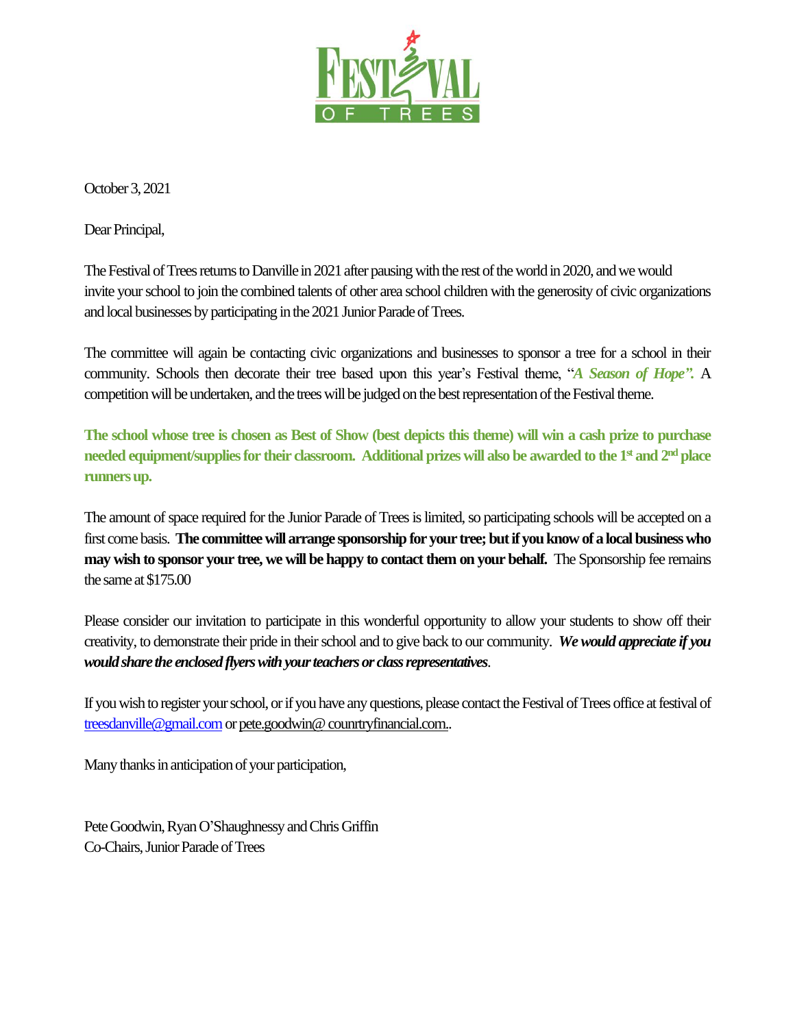FESTIVAL OF TREES

October 3, 2021

Dear Principal,

The Festival of Trees returns to Danville in 2021 after pausing with the rest of the world in 2020, and we would invite your school to join the combined talents of other area school children with the generosity of civic organizations and local businesses by participating in the 2021 Junior Parade of Trees.

The committee will again be contacting civic organizations and businesses to sponsor a tree for a school in their community. Schools then decorate their tree based upon this year's Festival theme, "***A Season of Hope".*** A competition will be undertaken, and the trees will be judged on the best representation of the Festival theme.

**The school whose tree is chosen as Best of Show (best depicts this theme) will win a cash prize to purchase needed equipment/supplies for their classroom. Additional prizes will also be awarded to the 1st and 2nd place runners up.**

The amount of space required for the Junior Parade of Trees is limited, so participating schools will be accepted on a first come basis. **The committee will arrange sponsorship for your tree; but if you know of a local business who may wish to sponsor your tree, we will be happy to contact them on your behalf.** The Sponsorship fee remains the same at $175.00

Please consider our invitation to participate in this wonderful opportunity to allow your students to show off their creativity, to demonstrate their pride in their school and to give back to our community. ***We would appreciate if you would share the enclosed flyers with your teachers or class representatives***.

If you wish to register your school, or if you have any questions, please contact the Festival of Trees office at festival of treesdanville@gmail.com or pete.goodwin@ counrtryfinancial.com..

Many thanks in anticipation of your participation,

Pete Goodwin, Ryan O'Shaughnessy and Chris Griffin
Co-Chairs, Junior Parade of Trees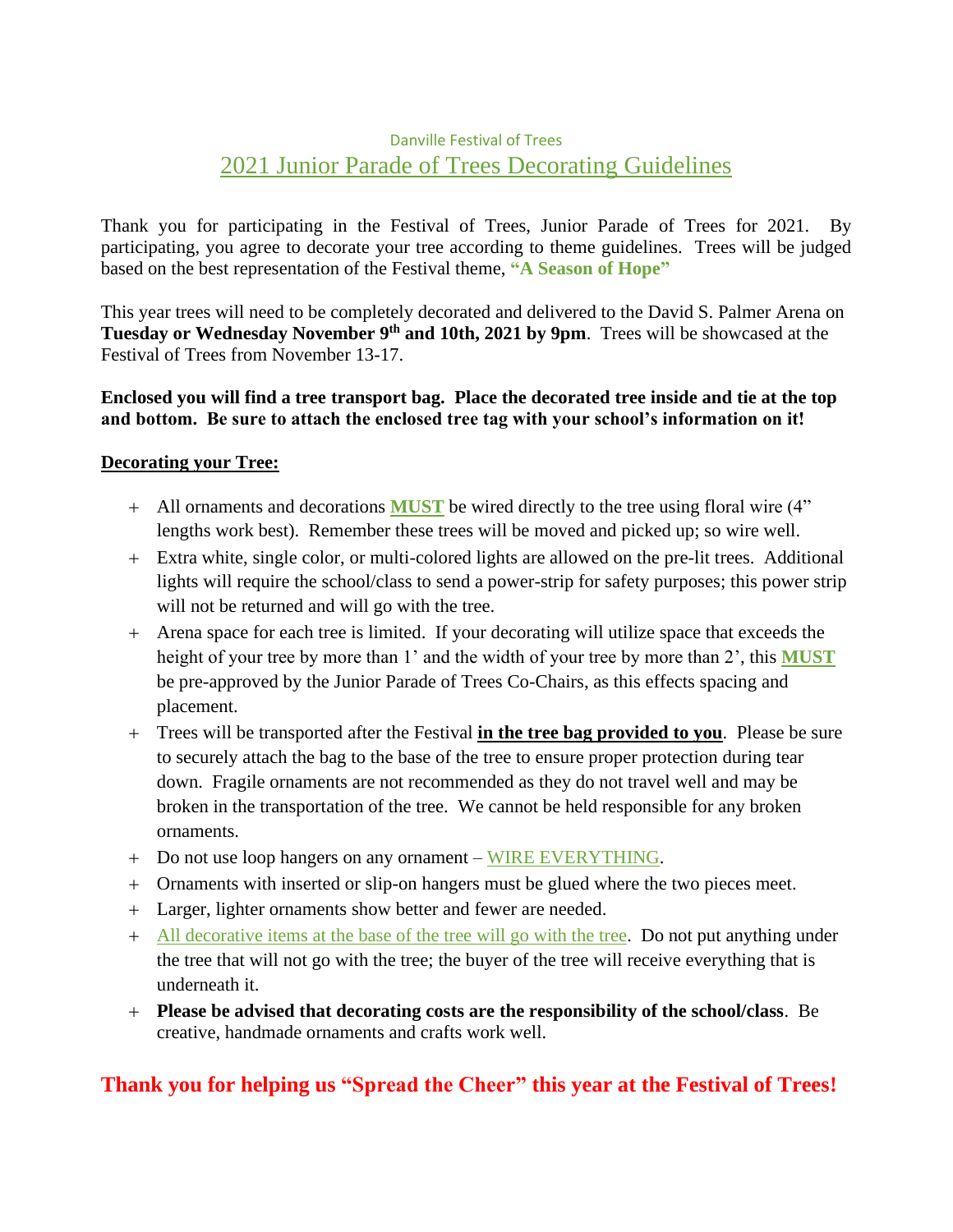Danville Festival of Trees

# 2021 Junior Parade of Trees Decorating Guidelines

Thank you for participating in the Festival of Trees, Junior Parade of Trees for 2021. By participating, you agree to decorate your tree according to theme guidelines. Trees will be judged based on the best representation of the Festival theme, **"A Season of Hope"**

This year trees will need to be completely decorated and delivered to the David S. Palmer Arena on **Tuesday or Wednesday November 9th and 10th, 2021 by 9pm**. Trees will be showcased at the Festival of Trees from November 13-17.

**Enclosed you will find a tree transport bag. Place the decorated tree inside and tie at the top and bottom. Be sure to attach the enclosed tree tag with your school's information on it!**

**Decorating your Tree:**

+ All ornaments and decorations **MUST** be wired directly to the tree using floral wire (4" lengths work best). Remember these trees will be moved and picked up; so wire well.
+ Extra white, single color, or multi-colored lights are allowed on the pre-lit trees. Additional lights will require the school/class to send a power-strip for safety purposes; this power strip will not be returned and will go with the tree.
+ Arena space for each tree is limited. If your decorating will utilize space that exceeds the height of your tree by more than 1' and the width of your tree by more than 2', this **MUST** be pre-approved by the Junior Parade of Trees Co-Chairs, as this effects spacing and placement.
+ Trees will be transported after the Festival **in the tree bag provided to you**. Please be sure to securely attach the bag to the base of the tree to ensure proper protection during tear down. Fragile ornaments are not recommended as they do not travel well and may be broken in the transportation of the tree. We cannot be held responsible for any broken ornaments.
+ Do not use loop hangers on any ornament – WIRE EVERYTHING.
+ Ornaments with inserted or slip-on hangers must be glued where the two pieces meet.
+ Larger, lighter ornaments show better and fewer are needed.
+ All decorative items at the base of the tree will go with the tree. Do not put anything under the tree that will not go with the tree; the buyer of the tree will receive everything that is underneath it.
+ **Please be advised that decorating costs are the responsibility of the school/class**. Be creative, handmade ornaments and crafts work well.

## Thank you for helping us "Spread the Cheer" this year at the Festival of Trees!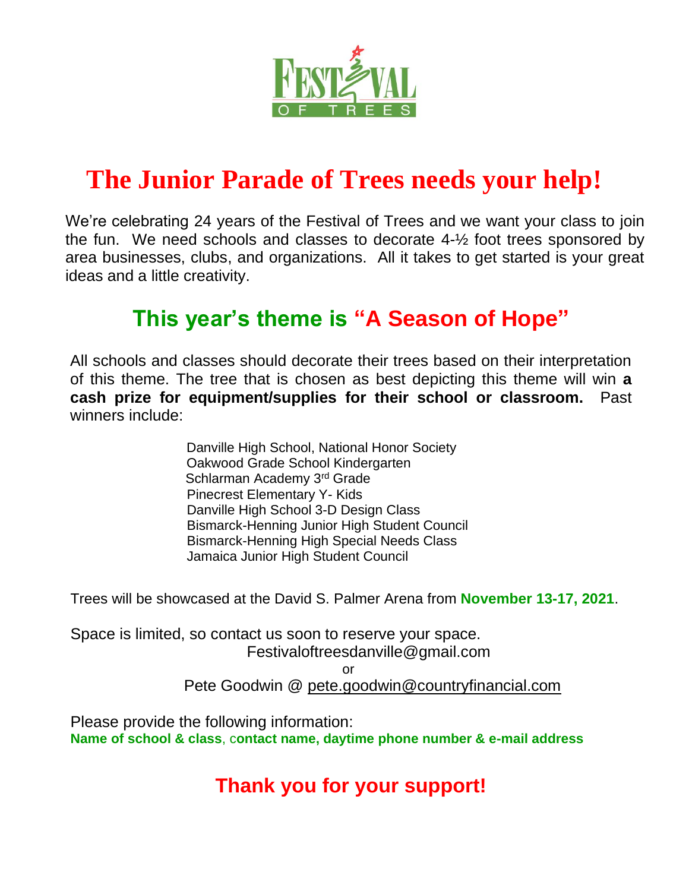FESTIVAL OF TREES

# The Junior Parade of Trees needs your help!

We're celebrating 24 years of the Festival of Trees and we want your class to join the fun. We need schools and classes to decorate 4-½ foot trees sponsored by area businesses, clubs, and organizations. All it takes to get started is your great ideas and a little creativity.

## This year's theme is "A Season of Hope"

All schools and classes should decorate their trees based on their interpretation of this theme. The tree that is chosen as best depicting this theme will win **a cash prize for equipment/supplies for their school or classroom.** Past winners include:

Danville High School, National Honor Society
Oakwood Grade School Kindergarten
Schlarman Academy 3rd Grade
Pinecrest Elementary Y- Kids
Danville High School 3-D Design Class
Bismarck-Henning Junior High Student Council
Bismarck-Henning High Special Needs Class
Jamaica Junior High Student Council

Trees will be showcased at the David S. Palmer Arena from **November 13-17, 2021**.

Space is limited, so contact us soon to reserve your space.

Festivaloftreesdanville@gmail.com

or

Pete Goodwin @ pete.goodwin@countryfinancial.com

Please provide the following information:
**Name of school & class, contact name, daytime phone number & e-mail address**

## Thank you for your support!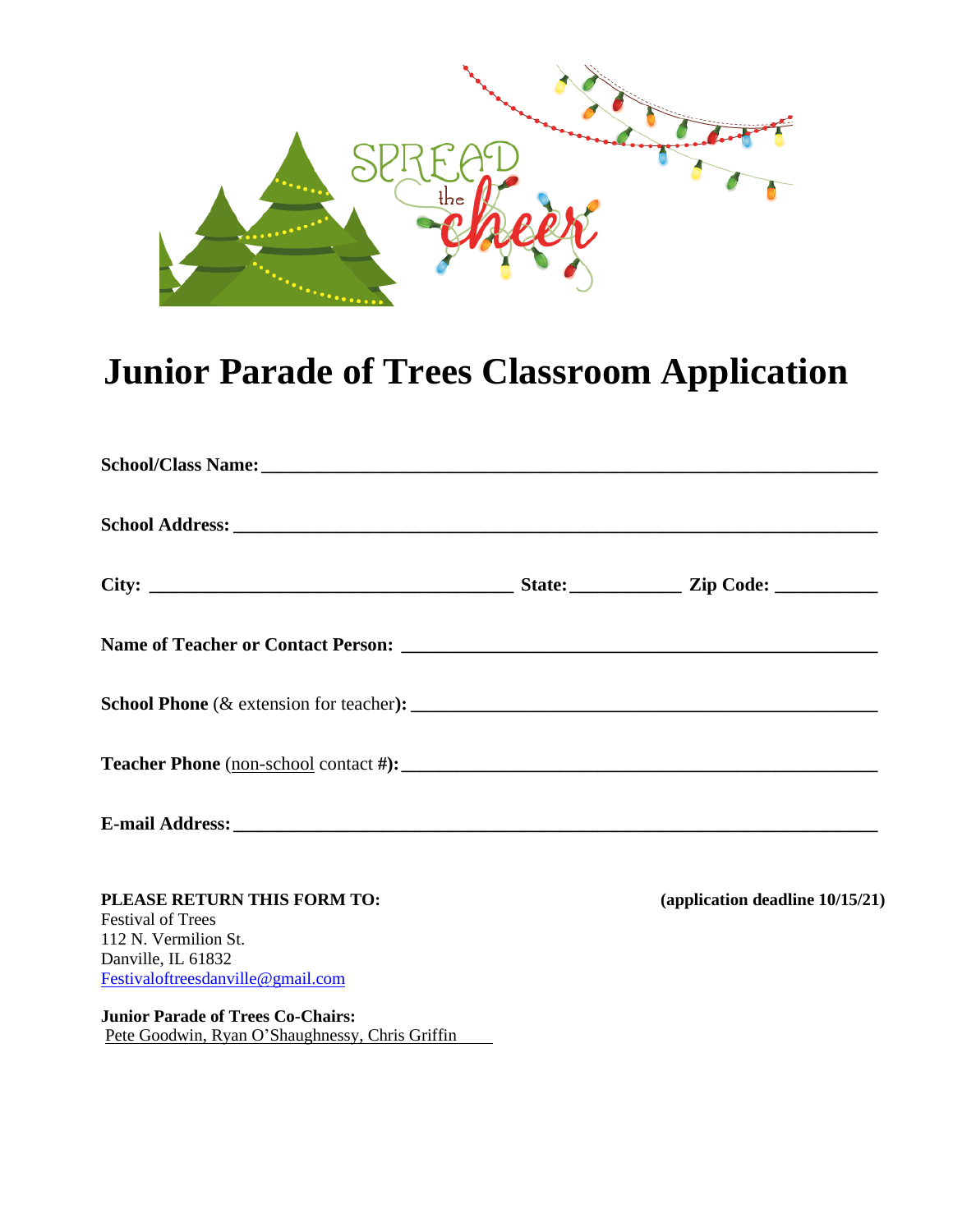SPREAD the cheer

# Junior Parade of Trees Classroom Application

**School/Class Name:** ___________________________________________________________________

**School Address:** ___________________________________________________________________

**City:** ________________________________________ **State:** ___________ **Zip Code:** ___________

**Name of Teacher or Contact Person:** ___________________________________________________

**School Phone** (& extension for teacher)**:** ___________________________________________________

**Teacher Phone** (non-school contact **#):** ___________________________________________________

**E-mail Address:** ___________________________________________________________________

**PLEASE RETURN THIS FORM TO:**
Festival of Trees
112 N. Vermilion St.
Danville, IL 61832
Festivaloftreesdanville@gmail.com

**(application deadline 10/15/21)**

**Junior Parade of Trees Co-Chairs:**
Pete Goodwin, Ryan O'Shaughnessy, Chris Griffin